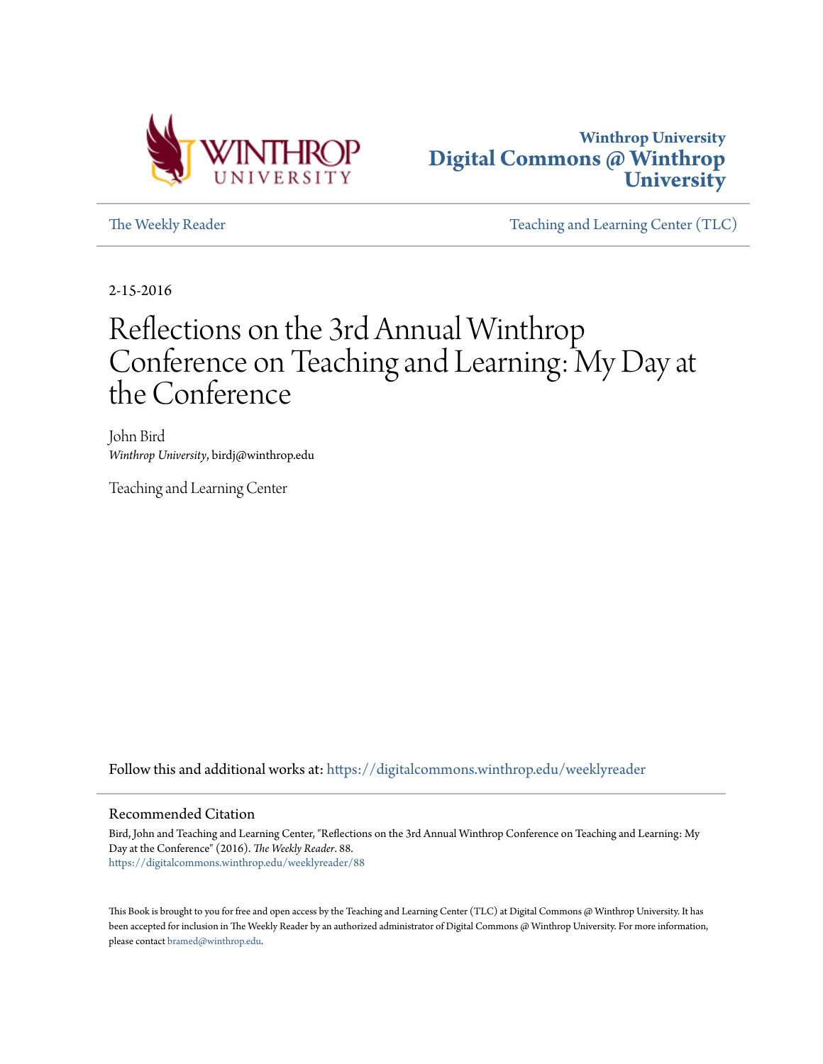Winthrop University
# Digital Commons @ Winthrop University

The Weekly Reader | Teaching and Learning Center (TLC)

2-15-2016

# Reflections on the 3rd Annual Winthrop Conference on Teaching and Learning: My Day at the Conference

John Bird
*Winthrop University*, birdj@winthrop.edu

Teaching and Learning Center

Follow this and additional works at: https://digitalcommons.winthrop.edu/weeklyreader

## Recommended Citation

Bird, John and Teaching and Learning Center, "Reflections on the 3rd Annual Winthrop Conference on Teaching and Learning: My Day at the Conference" (2016). *The Weekly Reader*. 88.
https://digitalcommons.winthrop.edu/weeklyreader/88

This Book is brought to you for free and open access by the Teaching and Learning Center (TLC) at Digital Commons @ Winthrop University. It has been accepted for inclusion in The Weekly Reader by an authorized administrator of Digital Commons @ Winthrop University. For more information, please contact bramed@winthrop.edu.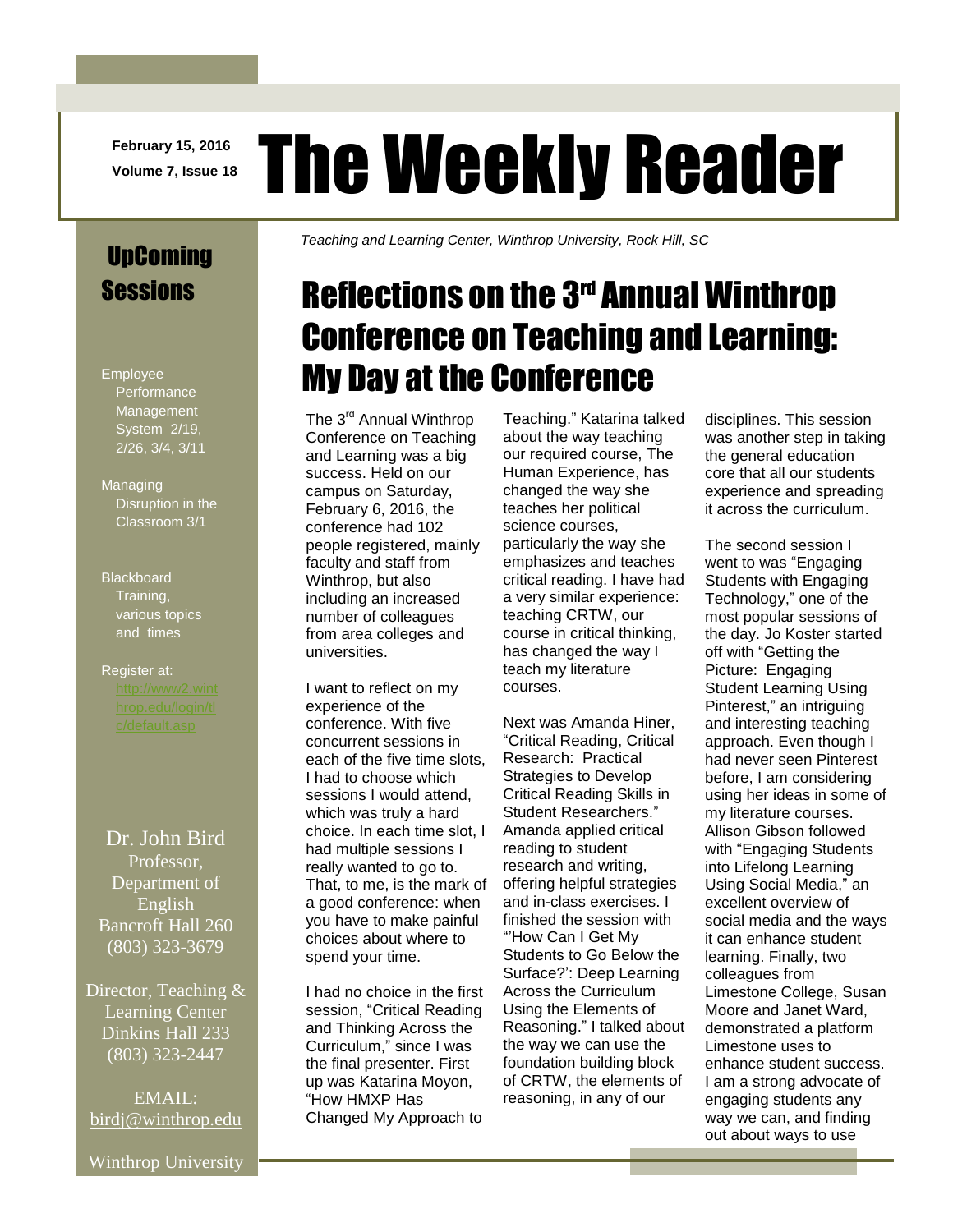February 15, 2016

Volume 7, Issue 18

# The Weekly Reader

*Teaching and Learning Center, Winthrop University, Rock Hill, SC*

## UpComing Sessions

Employee Performance Management System 2/19, 2/26, 3/4, 3/11

Managing Disruption in the Classroom 3/1

Blackboard Training, various topics and times

Register at: http://www2.winthrop.edu/login/tlc/default.asp

Dr. John Bird
Professor, Department of English
Bancroft Hall 260
(803) 323-3679

Director, Teaching & Learning Center
Dinkins Hall 233
(803) 323-2447

EMAIL: birdj@winthrop.edu

Winthrop University

## Reflections on the 3rd Annual Winthrop Conference on Teaching and Learning: My Day at the Conference

The 3rd Annual Winthrop Conference on Teaching and Learning was a big success. Held on our campus on Saturday, February 6, 2016, the conference had 102 people registered, mainly faculty and staff from Winthrop, but also including an increased number of colleagues from area colleges and universities.

I want to reflect on my experience of the conference. With five concurrent sessions in each of the five time slots, I had to choose which sessions I would attend, which was truly a hard choice. In each time slot, I had multiple sessions I really wanted to go to. That, to me, is the mark of a good conference: when you have to make painful choices about where to spend your time.

I had no choice in the first session, "Critical Reading and Thinking Across the Curriculum," since I was the final presenter. First up was Katarina Moyon, "How HMXP Has Changed My Approach to Teaching." Katarina talked about the way teaching our required course, The Human Experience, has changed the way she teaches her political science courses, particularly the way she emphasizes and teaches critical reading. I have had a very similar experience: teaching CRTW, our course in critical thinking, has changed the way I teach my literature courses.

Next was Amanda Hiner, "Critical Reading, Critical Research: Practical Strategies to Develop Critical Reading Skills in Student Researchers." Amanda applied critical reading to student research and writing, offering helpful strategies and in-class exercises. I finished the session with "'How Can I Get My Students to Go Below the Surface?': Deep Learning Across the Curriculum Using the Elements of Reasoning." I talked about the way we can use the foundation building block of CRTW, the elements of reasoning, in any of our disciplines. This session was another step in taking the general education core that all our students experience and spreading it across the curriculum.

The second session I went to was "Engaging Students with Engaging Technology," one of the most popular sessions of the day. Jo Koster started off with "Getting the Picture: Engaging Student Learning Using Pinterest," an intriguing and interesting teaching approach. Even though I had never seen Pinterest before, I am considering using her ideas in some of my literature courses. Allison Gibson followed with "Engaging Students into Lifelong Learning Using Social Media," an excellent overview of social media and the ways it can enhance student learning. Finally, two colleagues from Limestone College, Susan Moore and Janet Ward, demonstrated a platform Limestone uses to enhance student success. I am a strong advocate of engaging students any way we can, and finding out about ways to use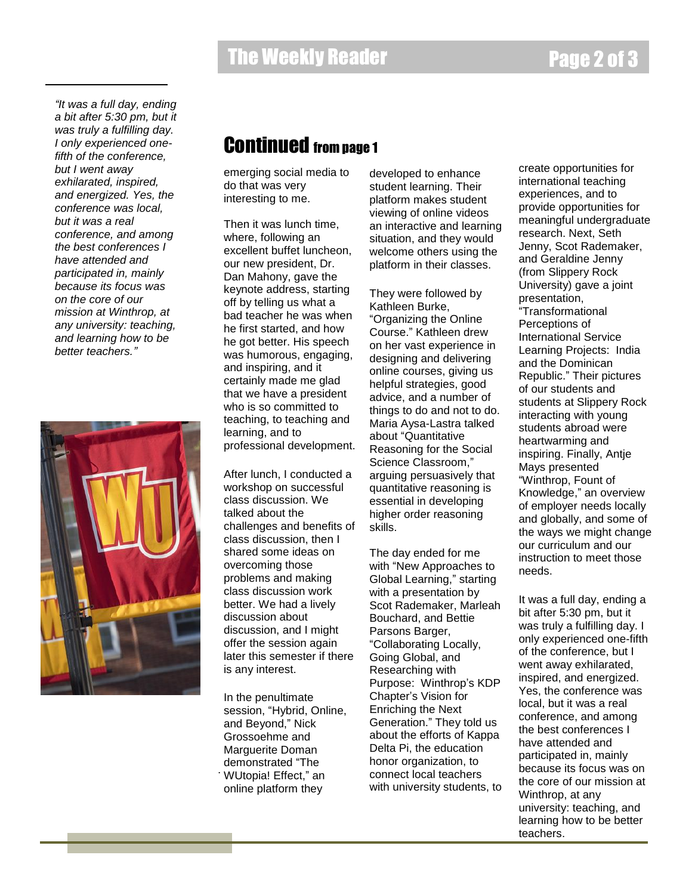*"It was a full day, ending a bit after 5:30 pm, but it was truly a fulfilling day. I only experienced one-fifth of the conference, but I went away exhilarated, inspired, and energized. Yes, the conference was local, but it was a real conference, and among the best conferences I have attended and participated in, mainly because its focus was on the core of our mission at Winthrop, at any university: teaching, and learning how to be better teachers."*

## Continued from page 1

emerging social media to do that was very interesting to me.

Then it was lunch time, where, following an excellent buffet luncheon, our new president, Dr. Dan Mahony, gave the keynote address, starting off by telling us what a bad teacher he was when he first started, and how he got better. His speech was humorous, engaging, and inspiring, and it certainly made me glad that we have a president who is so committed to teaching, to teaching and learning, and to professional development.

After lunch, I conducted a workshop on successful class discussion. We talked about the challenges and benefits of class discussion, then I shared some ideas on overcoming those problems and making class discussion work better. We had a lively discussion about discussion, and I might offer the session again later this semester if there is any interest.

In the penultimate session, "Hybrid, Online, and Beyond," Nick Grossoehme and Marguerite Doman demonstrated "The WUtopia! Effect," an online platform they developed to enhance student learning. Their platform makes student viewing of online videos an interactive and learning situation, and they would welcome others using the platform in their classes.

They were followed by Kathleen Burke, "Organizing the Online Course." Kathleen drew on her vast experience in designing and delivering online courses, giving us helpful strategies, good advice, and a number of things to do and not to do. Maria Aysa-Lastra talked about "Quantitative Reasoning for the Social Science Classroom," arguing persuasively that quantitative reasoning is essential in developing higher order reasoning skills.

The day ended for me with "New Approaches to Global Learning," starting with a presentation by Scot Rademaker, Marleah Bouchard, and Bettie Parsons Barger, "Collaborating Locally, Going Global, and Researching with Purpose: Winthrop's KDP Chapter's Vision for Enriching the Next Generation." They told us about the efforts of Kappa Delta Pi, the education honor organization, to connect local teachers with university students, to create opportunities for international teaching experiences, and to provide opportunities for meaningful undergraduate research. Next, Seth Jenny, Scot Rademaker, and Geraldine Jenny (from Slippery Rock University) gave a joint presentation, "Transformational Perceptions of International Service Learning Projects: India and the Dominican Republic." Their pictures of our students and students at Slippery Rock interacting with young students abroad were heartwarming and inspiring. Finally, Antje Mays presented "Winthrop, Fount of Knowledge," an overview of employer needs locally and globally, and some of the ways we might change our curriculum and our instruction to meet those needs.

It was a full day, ending a bit after 5:30 pm, but it was truly a fulfilling day. I only experienced one-fifth of the conference, but I went away exhilarated, inspired, and energized. Yes, the conference was local, but it was a real conference, and among the best conferences I have attended and participated in, mainly because its focus was on the core of our mission at Winthrop, at any university: teaching, and learning how to be better teachers.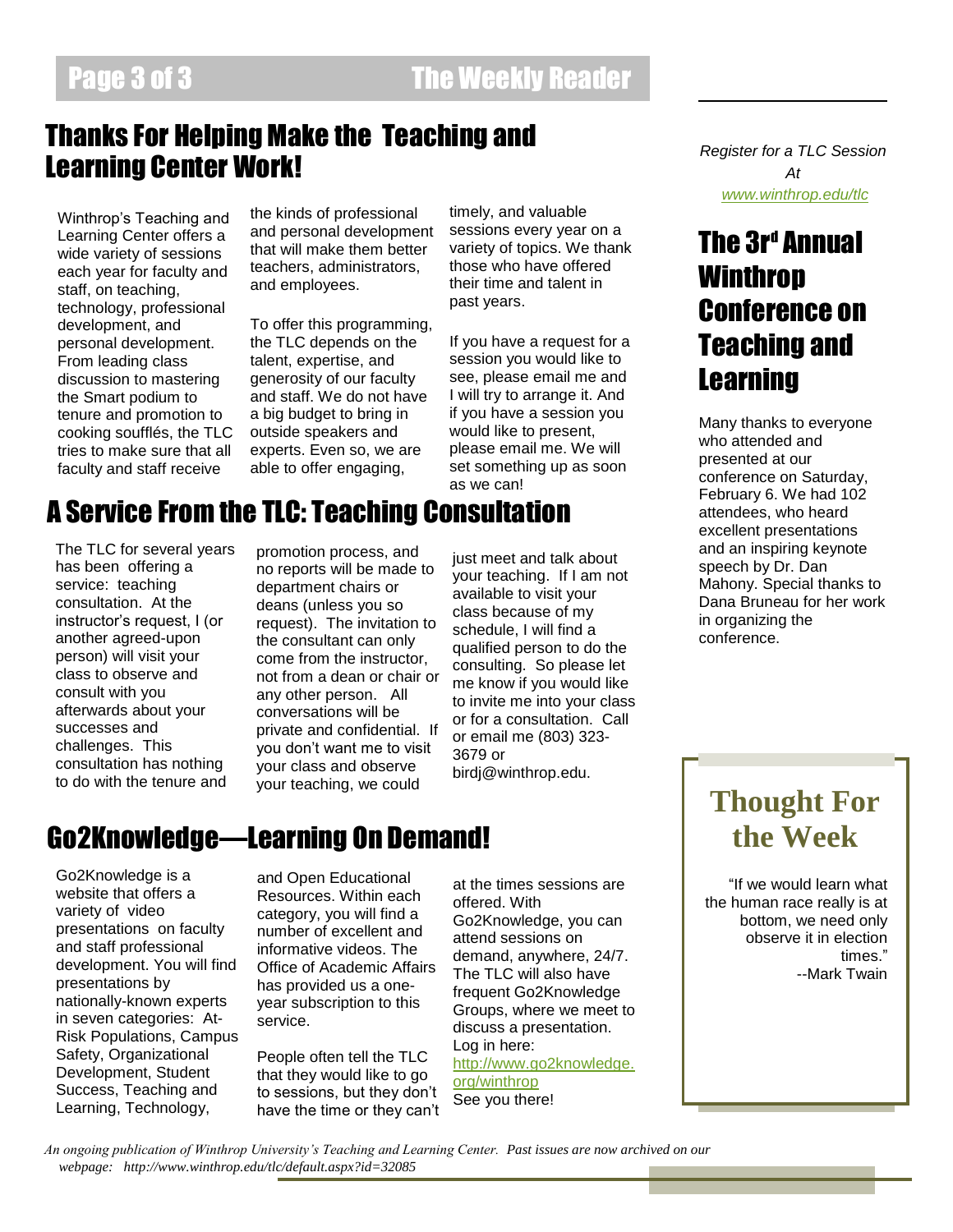## Thanks For Helping Make the Teaching and Learning Center Work!

Winthrop's Teaching and Learning Center offers a wide variety of sessions each year for faculty and staff, on teaching, technology, professional development, and personal development. From leading class discussion to mastering the Smart podium to tenure and promotion to cooking soufflés, the TLC tries to make sure that all faculty and staff receive the kinds of professional and personal development that will make them better teachers, administrators, and employees.

To offer this programming, the TLC depends on the talent, expertise, and generosity of our faculty and staff. We do not have a big budget to bring in outside speakers and experts. Even so, we are able to offer engaging, timely, and valuable sessions every year on a variety of topics. We thank those who have offered their time and talent in past years.

If you have a request for a session you would like to see, please email me and I will try to arrange it. And if you have a session you would like to present, please email me. We will set something up as soon as we can!

## A Service From the TLC: Teaching Consultation

The TLC for several years has been offering a service: teaching consultation. At the instructor's request, I (or another agreed-upon person) will visit your class to observe and consult with you afterwards about your successes and challenges. This consultation has nothing to do with the tenure and promotion process, and no reports will be made to department chairs or deans (unless you so request). The invitation to the consultant can only come from the instructor, not from a dean or chair or any other person. All conversations will be private and confidential. If you don't want me to visit your class and observe your teaching, we could just meet and talk about your teaching. If I am not available to visit your class because of my schedule, I will find a qualified person to do the consulting. So please let me know if you would like to invite me into your class or for a consultation. Call or email me (803) 323-3679 or birdj@winthrop.edu.

## Go2Knowledge—Learning On Demand!

Go2Knowledge is a website that offers a variety of video presentations on faculty and staff professional development. You will find presentations by nationally-known experts in seven categories: At-Risk Populations, Campus Safety, Organizational Development, Student Success, Teaching and Learning, Technology, and Open Educational Resources. Within each category, you will find a number of excellent and informative videos. The Office of Academic Affairs has provided us a one-year subscription to this service.

People often tell the TLC that they would like to go to sessions, but they don't have the time or they can't at the times sessions are offered. With Go2Knowledge, you can attend sessions on demand, anywhere, 24/7. The TLC will also have frequent Go2Knowledge Groups, where we meet to discuss a presentation. Log in here: http://www.go2knowledge.org/winthrop See you there!

*Register for a TLC Session At www.winthrop.edu/tlc*

## The 3rd Annual Winthrop Conference on Teaching and Learning

Many thanks to everyone who attended and presented at our conference on Saturday, February 6. We had 102 attendees, who heard excellent presentations and an inspiring keynote speech by Dr. Dan Mahony. Special thanks to Dana Bruneau for her work in organizing the conference.

## Thought For the Week

"If we would learn what the human race really is at bottom, we need only observe it in election times."
--Mark Twain

*An ongoing publication of Winthrop University's Teaching and Learning Center. Past issues are now archived on our webpage: http://www.winthrop.edu/tlc/default.aspx?id=32085*